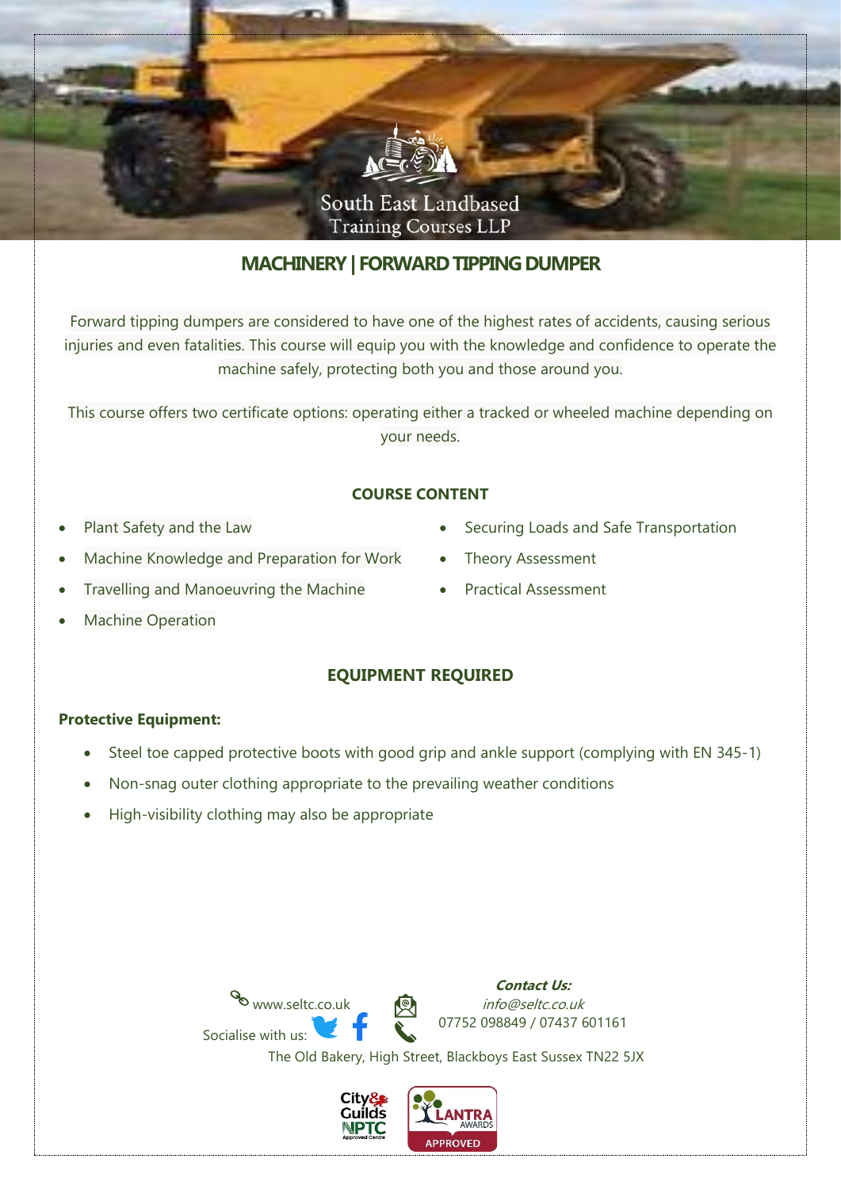South East Landbased Training Courses LLP

# MACHINERY | FORWARD TIPPING DUMPER

Forward tipping dumpers are considered to have one of the highest rates of accidents, causing serious injuries and even fatalities. This course will equip you with the knowledge and confidence to operate the machine safely, protecting both you and those around you.

This course offers two certificate options: operating either a tracked or wheeled machine depending on your needs.

## COURSE CONTENT

- Plant Safety and the Law
- Machine Knowledge and Preparation for Work
- Travelling and Manoeuvring the Machine
- Machine Operation
- Securing Loads and Safe Transportation
- Theory Assessment
- Practical Assessment

## EQUIPMENT REQUIRED

**Protective Equipment:**

- Steel toe capped protective boots with good grip and ankle support (complying with EN 345-1)
- Non-snag outer clothing appropriate to the prevailing weather conditions
- High-visibility clothing may also be appropriate

www.seltc.co.uk

Socialise with us:

***Contact Us:***

*info@seltc.co.uk*

07752 098849 / 07437 601161

The Old Bakery, High Street, Blackboys East Sussex TN22 5JX

City & Guilds NPTC Approved Centre

LANTRA AWARDS APPROVED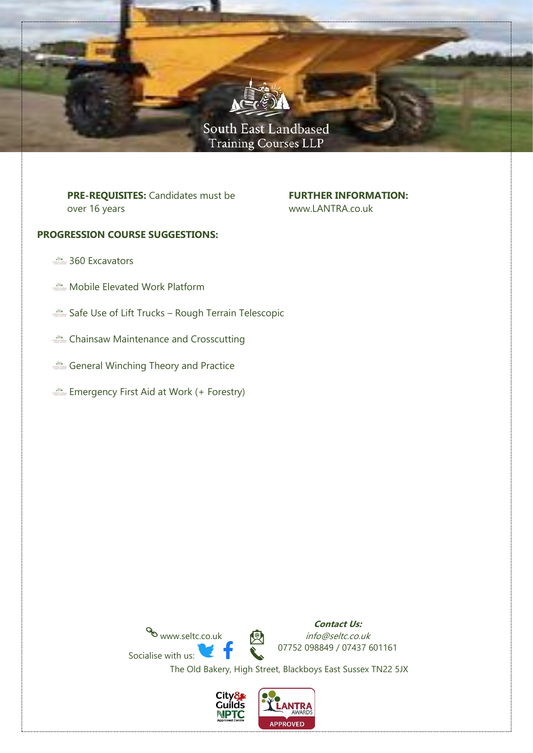South East Landbased
Training Courses LLP

**PRE-REQUISITES:** Candidates must be over 16 years

**FURTHER INFORMATION:** www.LANTRA.co.uk

**PROGRESSION COURSE SUGGESTIONS:**

- 360 Excavators
- Mobile Elevated Work Platform
- Safe Use of Lift Trucks – Rough Terrain Telescopic
- Chainsaw Maintenance and Crosscutting
- General Winching Theory and Practice
- Emergency First Aid at Work (+ Forestry)

www.seltc.co.uk

Socialise with us:

***Contact Us:***

*info@seltc.co.uk*

07752 098849 / 07437 601161

The Old Bakery, High Street, Blackboys East Sussex TN22 5JX